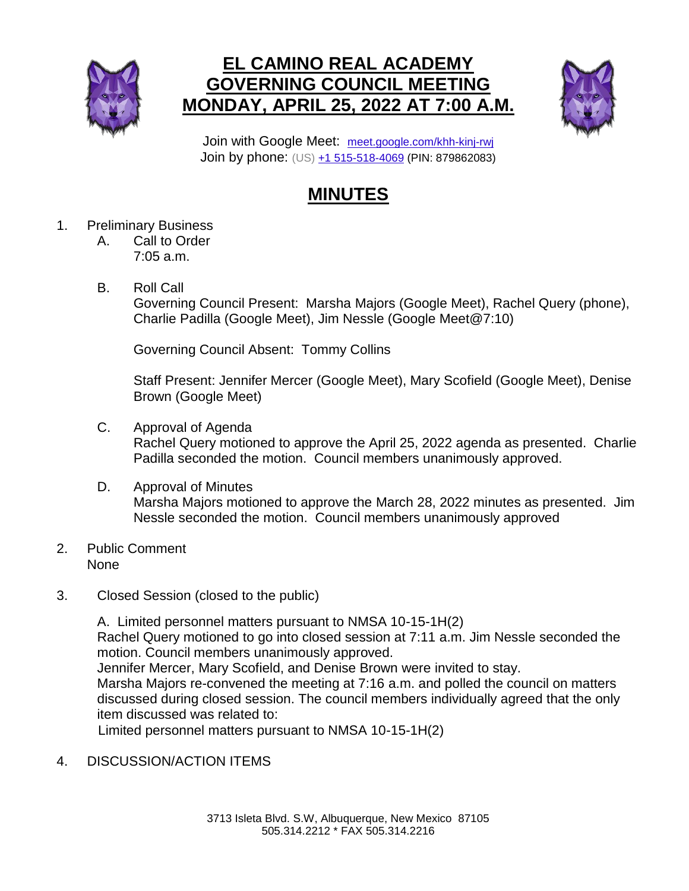# EL CAMINO REAL ACADEMY
# GOVERNING COUNCIL MEETING
# MONDAY, APRIL 25, 2022 AT 7:00 A.M.

Join with Google Meet: meet.google.com/khh-kinj-rwj
Join by phone: (US) +1 515-518-4069 (PIN: 879862083)

## MINUTES

1. Preliminary Business
   A. Call to Order
      7:05 a.m.

   B. Roll Call
      Governing Council Present: Marsha Majors (Google Meet), Rachel Query (phone), Charlie Padilla (Google Meet), Jim Nessle (Google Meet@7:10)

      Governing Council Absent: Tommy Collins

      Staff Present: Jennifer Mercer (Google Meet), Mary Scofield (Google Meet), Denise Brown (Google Meet)

   C. Approval of Agenda
      Rachel Query motioned to approve the April 25, 2022 agenda as presented. Charlie Padilla seconded the motion. Council members unanimously approved.

   D. Approval of Minutes
      Marsha Majors motioned to approve the March 28, 2022 minutes as presented. Jim Nessle seconded the motion. Council members unanimously approved

2. Public Comment
   None

3. Closed Session (closed to the public)

   A. Limited personnel matters pursuant to NMSA 10-15-1H(2)
   Rachel Query motioned to go into closed session at 7:11 a.m. Jim Nessle seconded the motion. Council members unanimously approved.
   Jennifer Mercer, Mary Scofield, and Denise Brown were invited to stay.
   Marsha Majors re-convened the meeting at 7:16 a.m. and polled the council on matters discussed during closed session. The council members individually agreed that the only item discussed was related to:
   Limited personnel matters pursuant to NMSA 10-15-1H(2)

4. DISCUSSION/ACTION ITEMS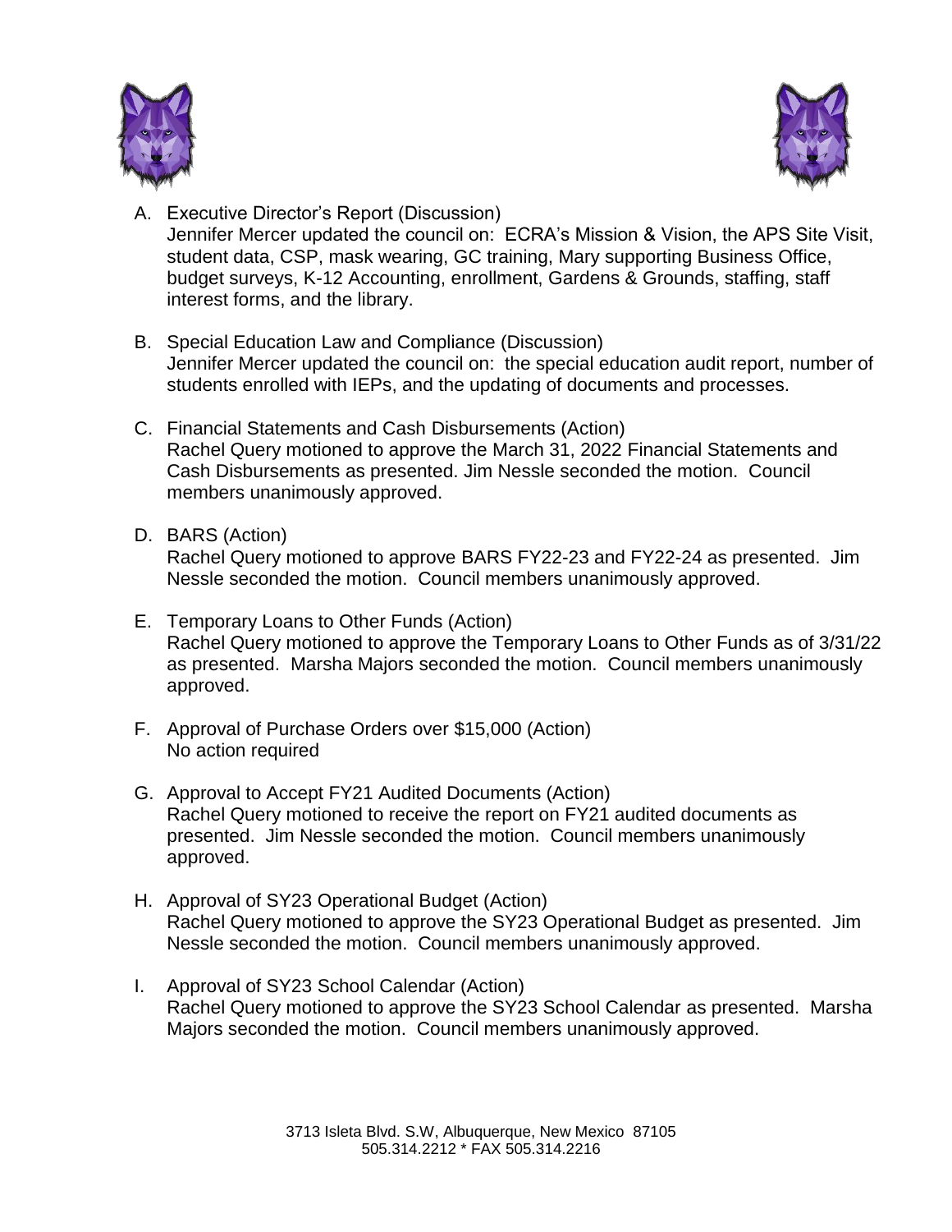A. Executive Director's Report (Discussion)
   Jennifer Mercer updated the council on: ECRA's Mission & Vision, the APS Site Visit, student data, CSP, mask wearing, GC training, Mary supporting Business Office, budget surveys, K-12 Accounting, enrollment, Gardens & Grounds, staffing, staff interest forms, and the library.

B. Special Education Law and Compliance (Discussion)
   Jennifer Mercer updated the council on: the special education audit report, number of students enrolled with IEPs, and the updating of documents and processes.

C. Financial Statements and Cash Disbursements (Action)
   Rachel Query motioned to approve the March 31, 2022 Financial Statements and Cash Disbursements as presented. Jim Nessle seconded the motion. Council members unanimously approved.

D. BARS (Action)
   Rachel Query motioned to approve BARS FY22-23 and FY22-24 as presented. Jim Nessle seconded the motion. Council members unanimously approved.

E. Temporary Loans to Other Funds (Action)
   Rachel Query motioned to approve the Temporary Loans to Other Funds as of 3/31/22 as presented. Marsha Majors seconded the motion. Council members unanimously approved.

F. Approval of Purchase Orders over $15,000 (Action)
   No action required

G. Approval to Accept FY21 Audited Documents (Action)
   Rachel Query motioned to receive the report on FY21 audited documents as presented. Jim Nessle seconded the motion. Council members unanimously approved.

H. Approval of SY23 Operational Budget (Action)
   Rachel Query motioned to approve the SY23 Operational Budget as presented. Jim Nessle seconded the motion. Council members unanimously approved.

I. Approval of SY23 School Calendar (Action)
   Rachel Query motioned to approve the SY23 School Calendar as presented. Marsha Majors seconded the motion. Council members unanimously approved.

3713 Isleta Blvd. S.W, Albuquerque, New Mexico 87105
505.314.2212 * FAX 505.314.2216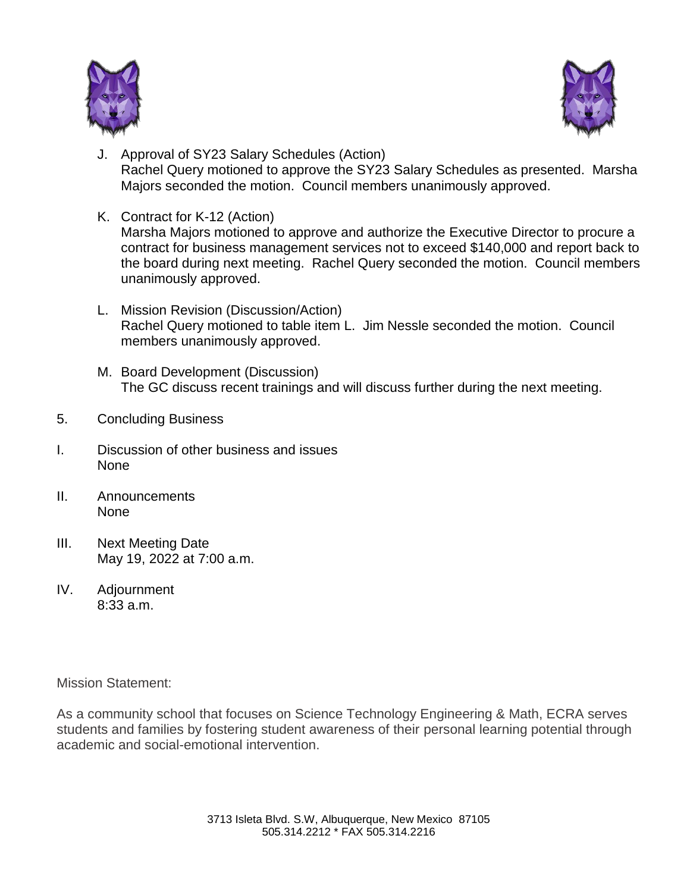J. Approval of SY23 Salary Schedules (Action)
   Rachel Query motioned to approve the SY23 Salary Schedules as presented. Marsha Majors seconded the motion. Council members unanimously approved.

K. Contract for K-12 (Action)
   Marsha Majors motioned to approve and authorize the Executive Director to procure a contract for business management services not to exceed $140,000 and report back to the board during next meeting. Rachel Query seconded the motion. Council members unanimously approved.

L. Mission Revision (Discussion/Action)
   Rachel Query motioned to table item L. Jim Nessle seconded the motion. Council members unanimously approved.

M. Board Development (Discussion)
   The GC discuss recent trainings and will discuss further during the next meeting.

5. Concluding Business

I. Discussion of other business and issues
   None

II. Announcements
   None

III. Next Meeting Date
   May 19, 2022 at 7:00 a.m.

IV. Adjournment
   8:33 a.m.

Mission Statement:

As a community school that focuses on Science Technology Engineering & Math, ECRA serves students and families by fostering student awareness of their personal learning potential through academic and social-emotional intervention.

3713 Isleta Blvd. S.W, Albuquerque, New Mexico 87105
505.314.2212 * FAX 505.314.2216